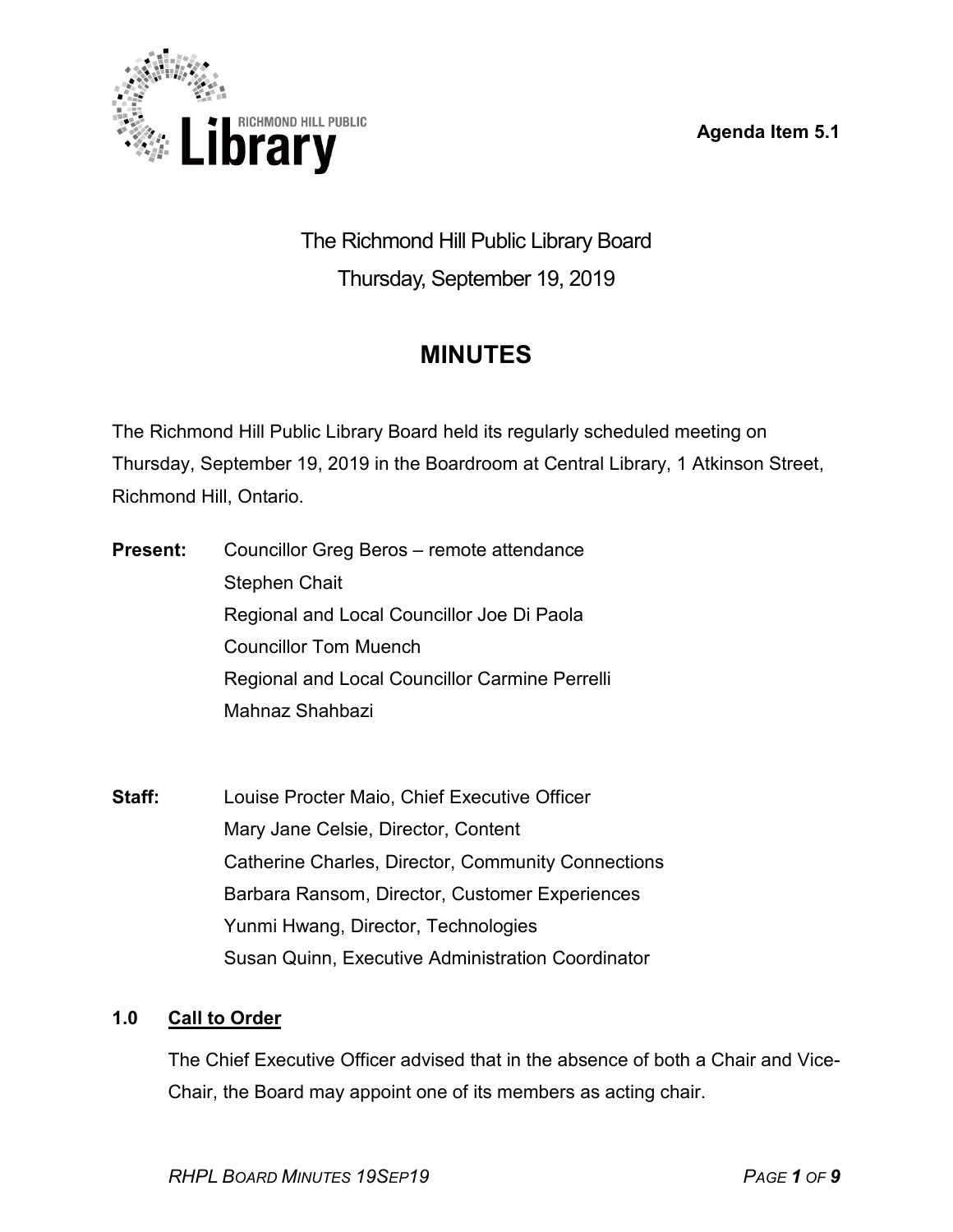Agenda Item 5.1

# The Richmond Hill Public Library Board

Thursday, September 19, 2019

## MINUTES

The Richmond Hill Public Library Board held its regularly scheduled meeting on Thursday, September 19, 2019 in the Boardroom at Central Library, 1 Atkinson Street, Richmond Hill, Ontario.

**Present:**
Councillor Greg Beros – remote attendance
Stephen Chait
Regional and Local Councillor Joe Di Paola
Councillor Tom Muench
Regional and Local Councillor Carmine Perrelli
Mahnaz Shahbazi

**Staff:**
Louise Procter Maio, Chief Executive Officer
Mary Jane Celsie, Director, Content
Catherine Charles, Director, Community Connections
Barbara Ransom, Director, Customer Experiences
Yunmi Hwang, Director, Technologies
Susan Quinn, Executive Administration Coordinator

### 1.0 Call to Order

The Chief Executive Officer advised that in the absence of both a Chair and Vice-Chair, the Board may appoint one of its members as acting chair.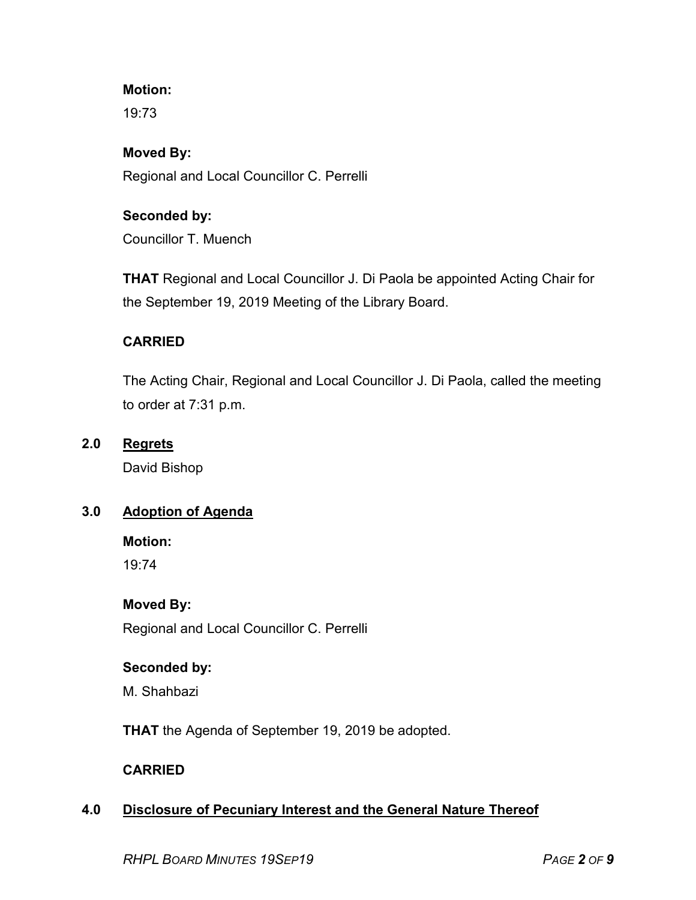**Motion:**

19:73

**Moved By:**

Regional and Local Councillor C. Perrelli

**Seconded by:**

Councillor T. Muench

**THAT** Regional and Local Councillor J. Di Paola be appointed Acting Chair for the September 19, 2019 Meeting of the Library Board.

**CARRIED**

The Acting Chair, Regional and Local Councillor J. Di Paola, called the meeting to order at 7:31 p.m.

## 2.0 Regrets

David Bishop

## 3.0 Adoption of Agenda

**Motion:**

19:74

**Moved By:**

Regional and Local Councillor C. Perrelli

**Seconded by:**

M. Shahbazi

**THAT** the Agenda of September 19, 2019 be adopted.

**CARRIED**

## 4.0 Disclosure of Pecuniary Interest and the General Nature Thereof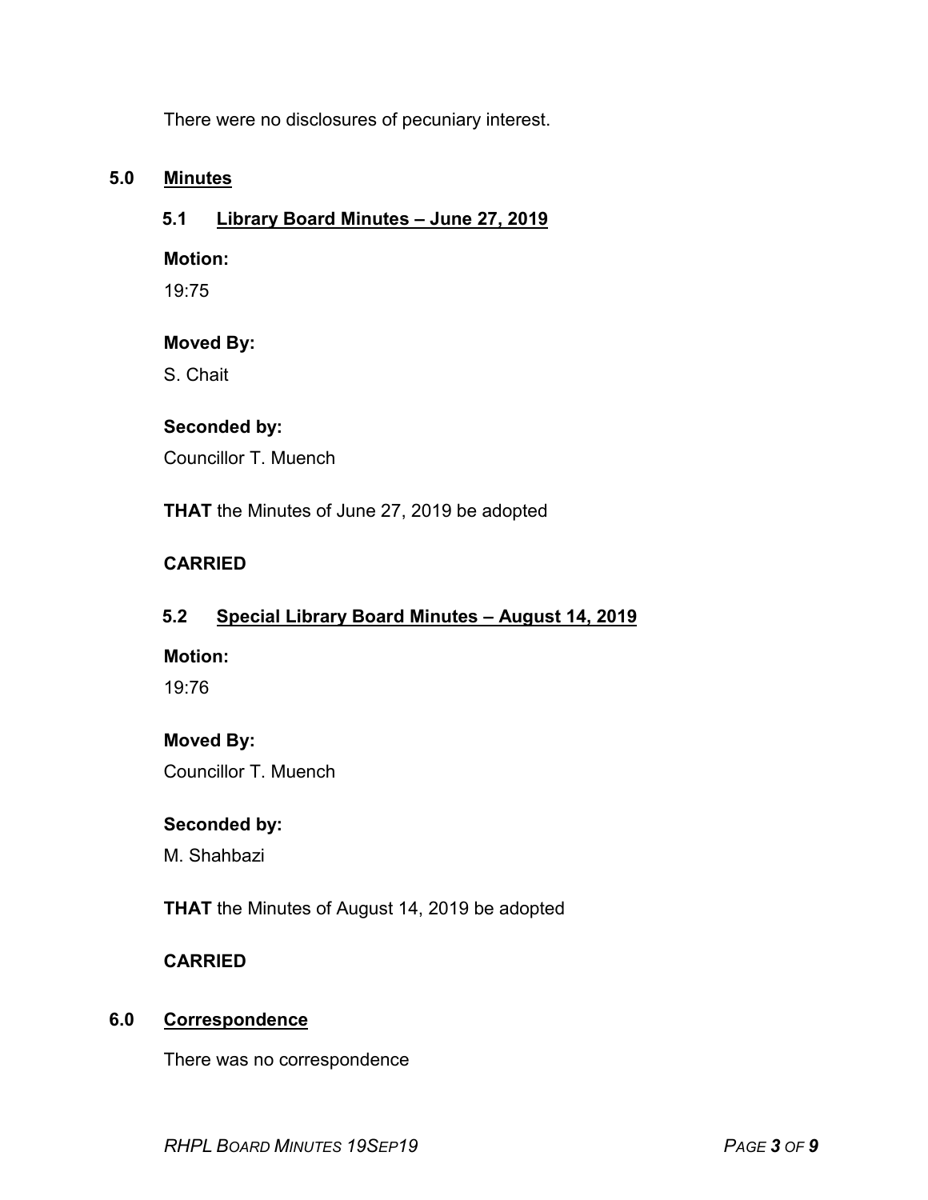There were no disclosures of pecuniary interest.

## 5.0 Minutes

### 5.1 Library Board Minutes – June 27, 2019

**Motion:**

19:75

**Moved By:**

S. Chait

**Seconded by:**

Councillor T. Muench

**THAT** the Minutes of June 27, 2019 be adopted

**CARRIED**

### 5.2 Special Library Board Minutes – August 14, 2019

**Motion:**

19:76

**Moved By:**

Councillor T. Muench

**Seconded by:**

M. Shahbazi

**THAT** the Minutes of August 14, 2019 be adopted

**CARRIED**

## 6.0 Correspondence

There was no correspondence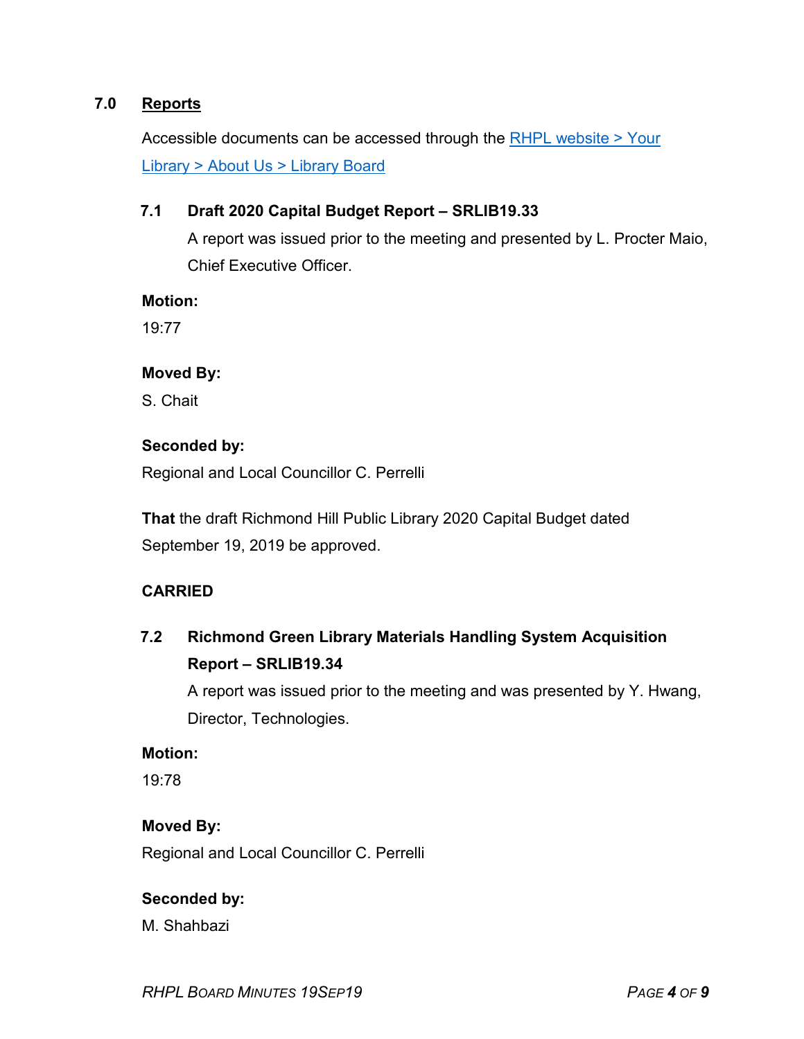## 7.0 Reports

Accessible documents can be accessed through the [RHPL website > Your Library > About Us > Library Board]()

### 7.1 Draft 2020 Capital Budget Report – SRLIB19.33

A report was issued prior to the meeting and presented by L. Procter Maio, Chief Executive Officer.

**Motion:**

19:77

**Moved By:**

S. Chait

**Seconded by:**

Regional and Local Councillor C. Perrelli

**That** the draft Richmond Hill Public Library 2020 Capital Budget dated September 19, 2019 be approved.

**CARRIED**

### 7.2 Richmond Green Library Materials Handling System Acquisition Report – SRLIB19.34

A report was issued prior to the meeting and was presented by Y. Hwang, Director, Technologies.

**Motion:**

19:78

**Moved By:**

Regional and Local Councillor C. Perrelli

**Seconded by:**

M. Shahbazi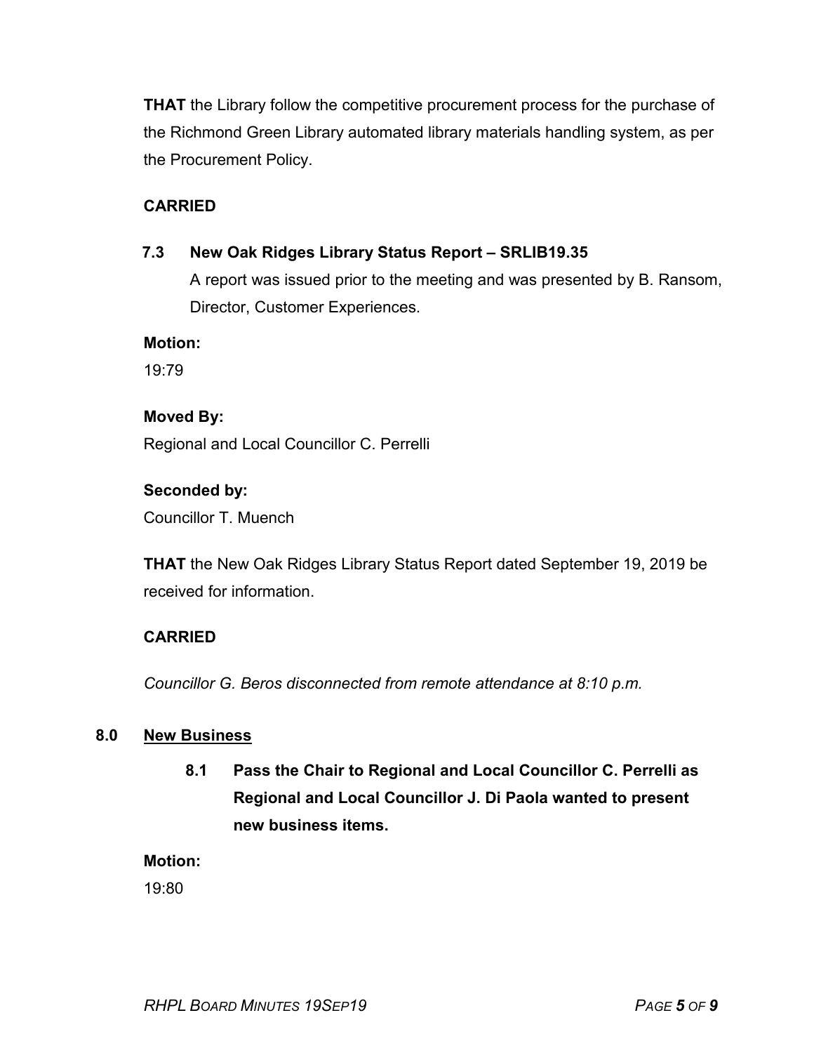**THAT** the Library follow the competitive procurement process for the purchase of the Richmond Green Library automated library materials handling system, as per the Procurement Policy.

**CARRIED**

### 7.3 New Oak Ridges Library Status Report – SRLIB19.35

A report was issued prior to the meeting and was presented by B. Ransom, Director, Customer Experiences.

**Motion:**

19:79

**Moved By:**

Regional and Local Councillor C. Perrelli

**Seconded by:**

Councillor T. Muench

**THAT** the New Oak Ridges Library Status Report dated September 19, 2019 be received for information.

**CARRIED**

*Councillor G. Beros disconnected from remote attendance at 8:10 p.m.*

## 8.0 New Business

### 8.1 Pass the Chair to Regional and Local Councillor C. Perrelli as Regional and Local Councillor J. Di Paola wanted to present new business items.

**Motion:**

19:80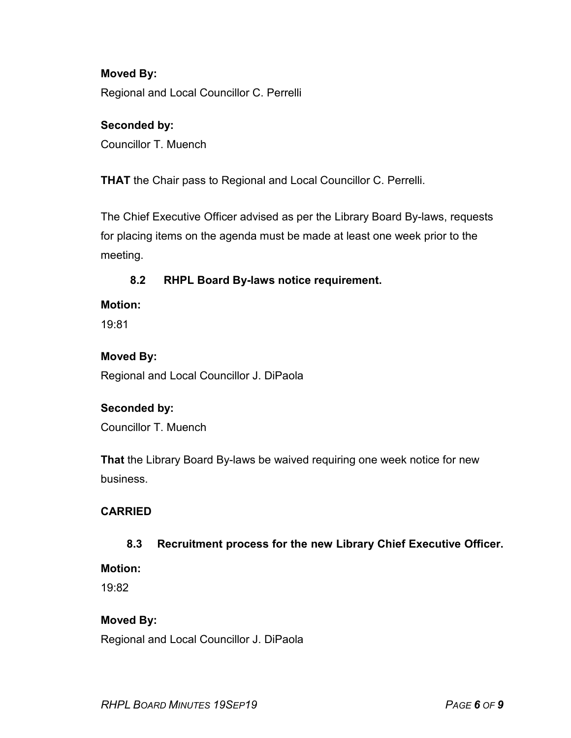**Moved By:**

Regional and Local Councillor C. Perrelli

**Seconded by:**

Councillor T. Muench

**THAT** the Chair pass to Regional and Local Councillor C. Perrelli.

The Chief Executive Officer advised as per the Library Board By-laws, requests for placing items on the agenda must be made at least one week prior to the meeting.

### 8.2 RHPL Board By-laws notice requirement.

**Motion:**

19:81

**Moved By:**

Regional and Local Councillor J. DiPaola

**Seconded by:**

Councillor T. Muench

**That** the Library Board By-laws be waived requiring one week notice for new business.

**CARRIED**

### 8.3 Recruitment process for the new Library Chief Executive Officer.

**Motion:**

19:82

**Moved By:**

Regional and Local Councillor J. DiPaola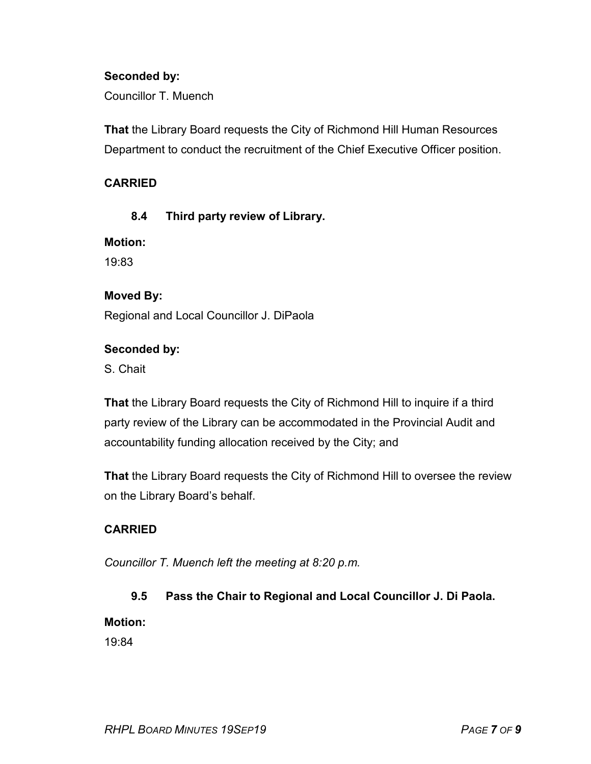**Seconded by:**

Councillor T. Muench

**That** the Library Board requests the City of Richmond Hill Human Resources Department to conduct the recruitment of the Chief Executive Officer position.

**CARRIED**

### 8.4 Third party review of Library.

**Motion:**

19:83

**Moved By:**

Regional and Local Councillor J. DiPaola

**Seconded by:**

S. Chait

**That** the Library Board requests the City of Richmond Hill to inquire if a third party review of the Library can be accommodated in the Provincial Audit and accountability funding allocation received by the City; and

**That** the Library Board requests the City of Richmond Hill to oversee the review on the Library Board's behalf.

**CARRIED**

*Councillor T. Muench left the meeting at 8:20 p.m.*

### 9.5 Pass the Chair to Regional and Local Councillor J. Di Paola.

**Motion:**

19:84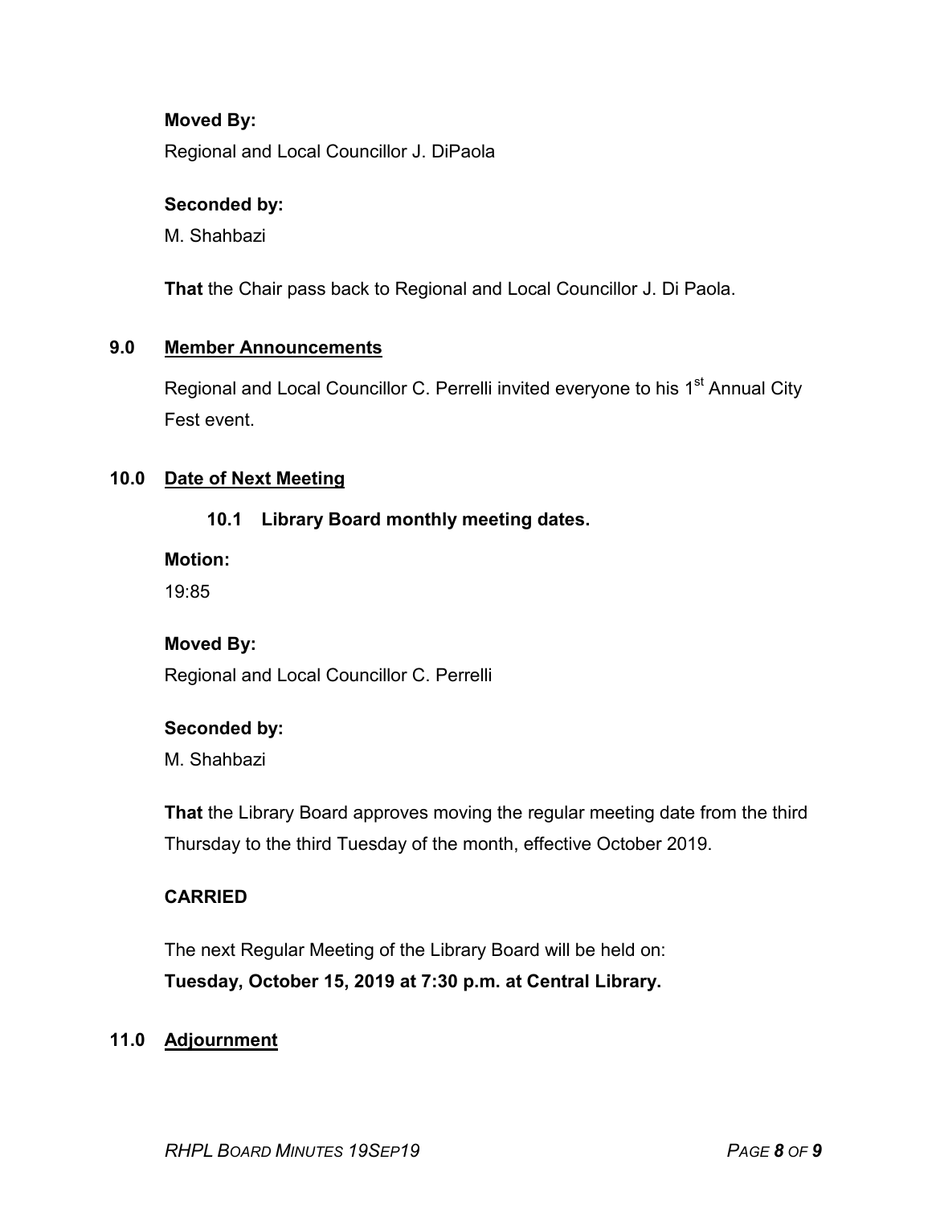**Moved By:**

Regional and Local Councillor J. DiPaola

**Seconded by:**

M. Shahbazi

**That** the Chair pass back to Regional and Local Councillor J. Di Paola.

## 9.0 Member Announcements

Regional and Local Councillor C. Perrelli invited everyone to his 1st Annual City Fest event.

## 10.0 Date of Next Meeting

### 10.1 Library Board monthly meeting dates.

**Motion:**

19:85

**Moved By:**

Regional and Local Councillor C. Perrelli

**Seconded by:**

M. Shahbazi

**That** the Library Board approves moving the regular meeting date from the third Thursday to the third Tuesday of the month, effective October 2019.

**CARRIED**

The next Regular Meeting of the Library Board will be held on:
**Tuesday, October 15, 2019 at 7:30 p.m. at Central Library.**

## 11.0 Adjournment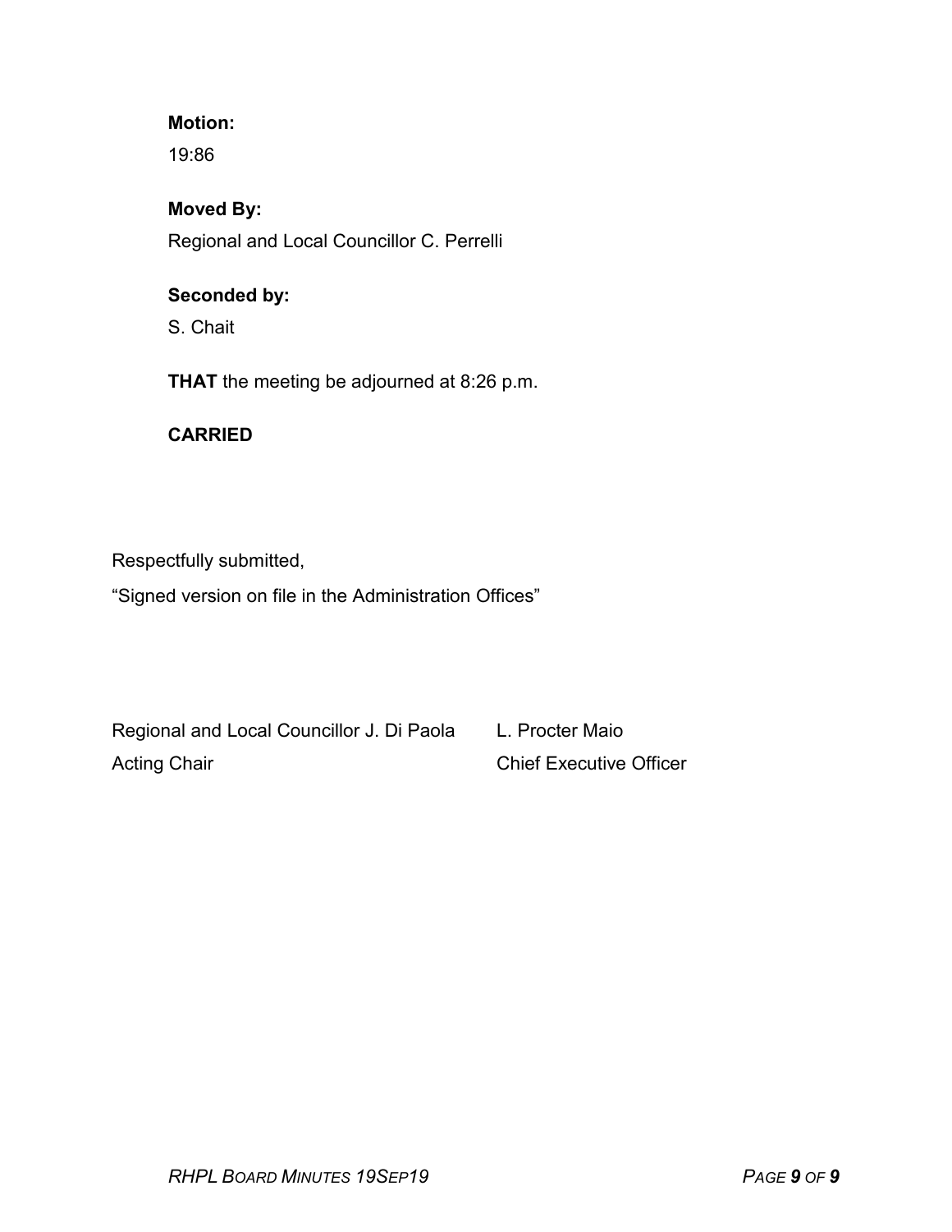**Motion:**

19:86

**Moved By:**

Regional and Local Councillor C. Perrelli

**Seconded by:**

S. Chait

**THAT** the meeting be adjourned at 8:26 p.m.

**CARRIED**

Respectfully submitted,

“Signed version on file in the Administration Offices”

Regional and Local Councillor J. Di Paola
Acting Chair

L. Procter Maio
Chief Executive Officer